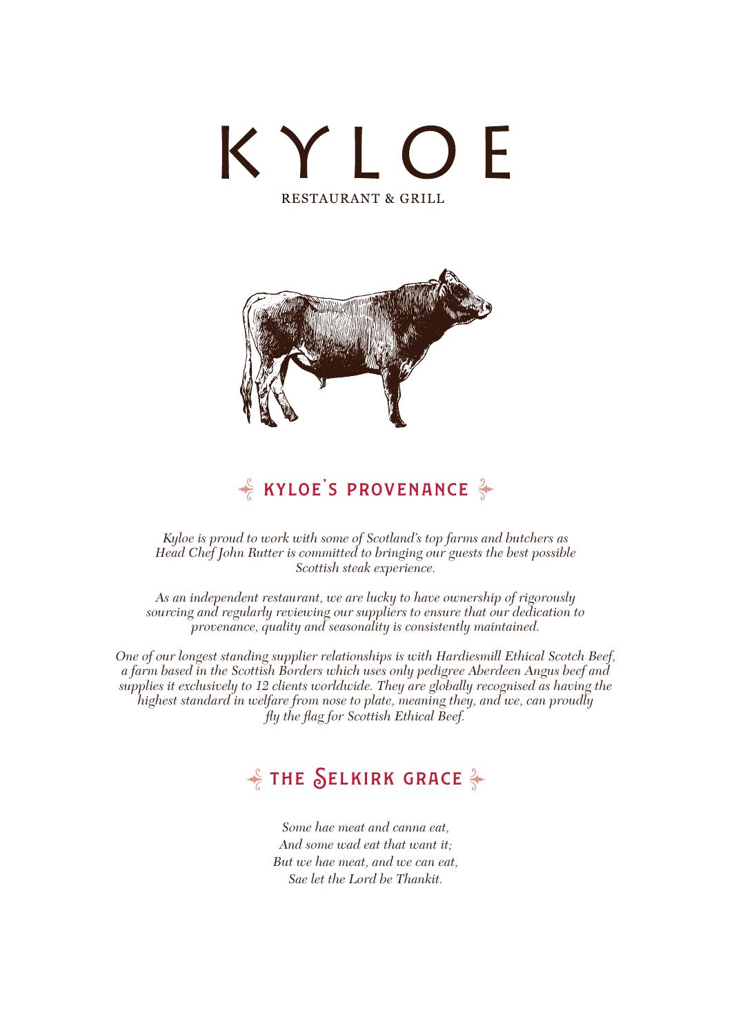# KYLOE

RESTAURANT & GRILL

## KYLOE'S PROVENANCE

*Kyloe is proud to work with some of Scotland's top farms and butchers as Head Chef John Rutter is committed to bringing our guests the best possible Scottish steak experience.*

*As an independent restaurant, we are lucky to have ownership of rigorously sourcing and regularly reviewing our suppliers to ensure that our dedication to provenance, quality and seasonality is consistently maintained.*

*One of our longest standing supplier relationships is with Hardiesmill Ethical Scotch Beef, a farm based in the Scottish Borders which uses only pedigree Aberdeen Angus beef and supplies it exclusively to 12 clients worldwide. They are globally recognised as having the highest standard in welfare from nose to plate, meaning they, and we, can proudly fly the flag for Scottish Ethical Beef.*

## THE SELKIRK GRACE

*Some hae meat and canna eat,*
*And some wad eat that want it;*
*But we hae meat, and we can eat,*
*Sae let the Lord be Thankit.*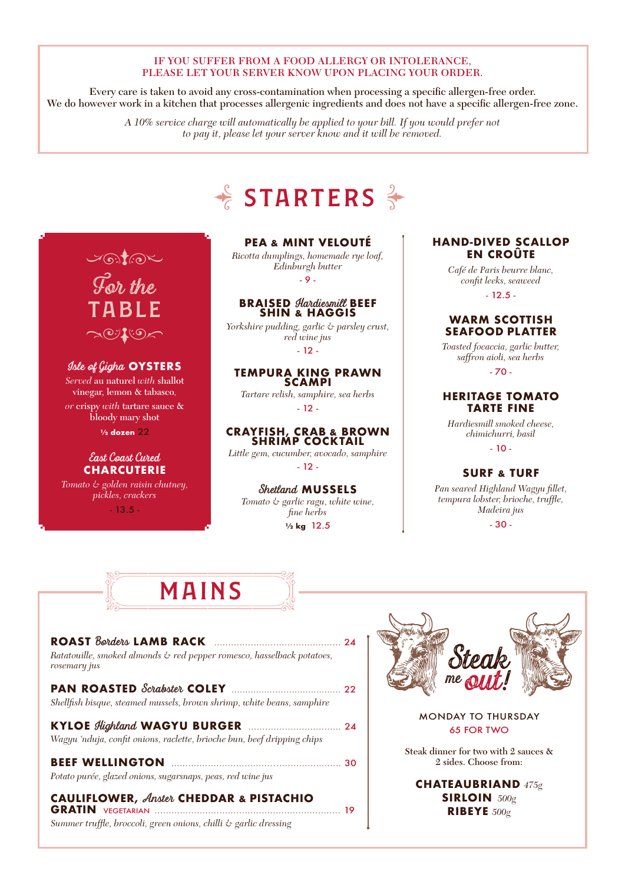IF YOU SUFFER FROM A FOOD ALLERGY OR INTOLERANCE, PLEASE LET YOUR SERVER KNOW UPON PLACING YOUR ORDER.

Every care is taken to avoid any cross-contamination when processing a specific allergen-free order. We do however work in a kitchen that processes allergenic ingredients and does not have a specific allergen-free zone.

*A 10% service charge will automatically be applied to your bill. If you would prefer not to pay it, please let your server know and it will be removed.*

# STARTERS

## For the TABLE

### Isle of Gigha OYSTERS

*Served* au naturel *with* shallot vinegar, lemon & tabasco, *or* crispy *with* tartare sauce & bloody mary shot

½ dozen 22

### East Coast Cured CHARCUTERIE

*Tomato & golden raisin chutney, pickles, crackers*

- 13.5 -

### PEA & MINT VELOUTÉ

*Ricotta dumplings, homemade rye loaf, Edinburgh butter*

- 9 -

### BRAISED Hardiesmill BEEF SHIN & HAGGIS

*Yorkshire pudding, garlic & parsley crust, red wine jus*

- 12 -

### TEMPURA KING PRAWN SCAMPI

*Tartare relish, samphire, sea herbs*

- 12 -

### CRAYFISH, CRAB & BROWN SHRIMP COCKTAIL

*Little gem, cucumber, avocado, samphire*

- 12 -

### Shetland MUSSELS

*Tomato & garlic ragu, white wine, fine herbs*

½ kg 12.5

### HAND-DIVED SCALLOP EN CROÛTE

*Café de Paris beurre blanc, confit leeks, seaweed*

- 12.5 -

### WARM SCOTTISH SEAFOOD PLATTER

*Toasted focaccia, garlic butter, saffron aioli, sea herbs*

- 70 -

### HERITAGE TOMATO TARTE FINE

*Hardiesmill smoked cheese, chimichurri, basil*

- 10 -

### SURF & TURF

*Pan seared Highland Wagyu fillet, tempura lobster, brioche, truffle, Madeira jus*

- 30 -

# MAINS

### ROAST Borders LAMB RACK ... 24

*Ratatouille, smoked almonds & red pepper romesco, hasselback potatoes, rosemary jus*

### PAN ROASTED Scrabster COLEY ... 22

*Shellfish bisque, steamed mussels, brown shrimp, white beans, samphire*

### KYLOE Highland WAGYU BURGER ... 24

*Wagyu 'nduja, confit onions, raclette, brioche bun, beef dripping chips*

### BEEF WELLINGTON ... 30

*Potato purée, glazed onions, sugarsnaps, peas, red wine jus*

### CAULIFLOWER, Anster CHEDDAR & PISTACHIO GRATIN VEGETARIAN ... 19

*Summer truffle, broccoli, green onions, chilli & garlic dressing*

## Steak me out!

MONDAY TO THURSDAY

65 FOR TWO

Steak dinner for two with 2 sauces & 2 sides. Choose from:

**CHATEAUBRIAND** *475g*
**SIRLOIN** *500g*
**RIBEYE** *500g*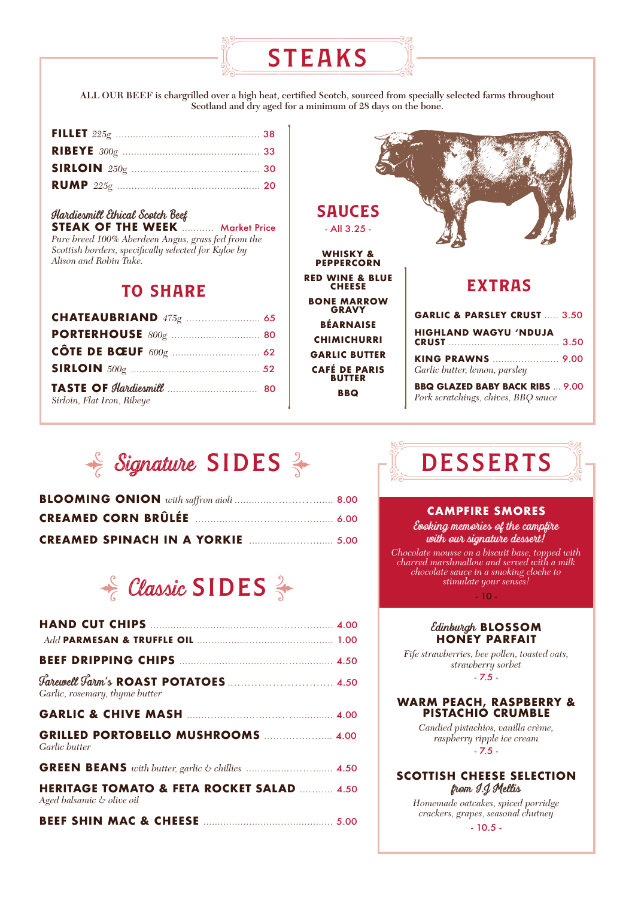# STEAKS

ALL OUR BEEF is chargrilled over a high heat, certified Scotch, sourced from specially selected farms throughout Scotland and dry aged for a minimum of 28 days on the bone.

**FILLET** *225g* .......... 38

**RIBEYE** *300g* .......... 33

**SIRLOIN** *250g* .......... 30

**RUMP** *225g* .......... 20

*Hardiesmill Ethical Scotch Beef*
**STEAK OF THE WEEK** .......... Market Price
*Pure breed 100% Aberdeen Angus, grass fed from the Scottish borders, specifically selected for Kyloe by Alison and Robin Tuke.*

## TO SHARE

**CHATEAUBRIAND** *475g* .......... 65

**PORTERHOUSE** *800g* .......... 80

**CÔTE DE BŒUF** *600g* .......... 62

**SIRLOIN** *500g* .......... 52

**TASTE OF** *Hardiesmill* .......... 80
*Sirloin, Flat Iron, Ribeye*

## SAUCES

- All 3.25 -

**WHISKY & PEPPERCORN**

**RED WINE & BLUE CHEESE**

**BONE MARROW GRAVY**

**BÉARNAISE**

**CHIMICHURRI**

**GARLIC BUTTER**

**CAFÉ DE PARIS BUTTER**

**BBQ**

## EXTRAS

**GARLIC & PARSLEY CRUST** .......... 3.50

**HIGHLAND WAGYU 'NDUJA CRUST** .......... 3.50

**KING PRAWNS** .......... 9.00
*Garlic butter, lemon, parsley*

**BBQ GLAZED BABY BACK RIBS** ... 9.00
*Pork scratchings, chives, BBQ sauce*

# *Signature* SIDES

**BLOOMING ONION** *with saffron aioli* .......... 8.00

**CREAMED CORN BRÛLÉE** .......... 6.00

**CREAMED SPINACH IN A YORKIE** .......... 5.00

# *Classic* SIDES

**HAND CUT CHIPS** .......... 4.00
*Add* **PARMESAN & TRUFFLE OIL** .......... 1.00

**BEEF DRIPPING CHIPS** .......... 4.50

*Farewell Farm's* **ROAST POTATOES** .......... 4.50
*Garlic, rosemary, thyme butter*

**GARLIC & CHIVE MASH** .......... 4.00

**GRILLED PORTOBELLO MUSHROOMS** .......... 4.00
*Garlic butter*

**GREEN BEANS** *with butter, garlic & chillies* .......... 4.50

**HERITAGE TOMATO & FETA ROCKET SALAD** .......... 4.50
*Aged balsamic & olive oil*

**BEEF SHIN MAC & CHEESE** .......... 5.00

# DESSERTS

### CAMPFIRE SMORES

*Evoking memories of the campfire with our signature dessert!*

*Chocolate mousse on a biscuit base, topped with charred marshmallow and served with a milk chocolate sauce in a smoking cloche to stimulate your senses!*

- 10 -

### *Edinburgh* BLOSSOM HONEY PARFAIT

*Fife strawberries, bee pollen, toasted oats, strawberry sorbet*

- 7.5 -

### WARM PEACH, RASPBERRY & PISTACHIO CRUMBLE

*Candied pistachios, vanilla crème, raspberry ripple ice cream*

- 7.5 -

### SCOTTISH CHEESE SELECTION *from I.J Mellis*

*Homemade oatcakes, spiced porridge crackers, grapes, seasonal chutney*

- 10.5 -